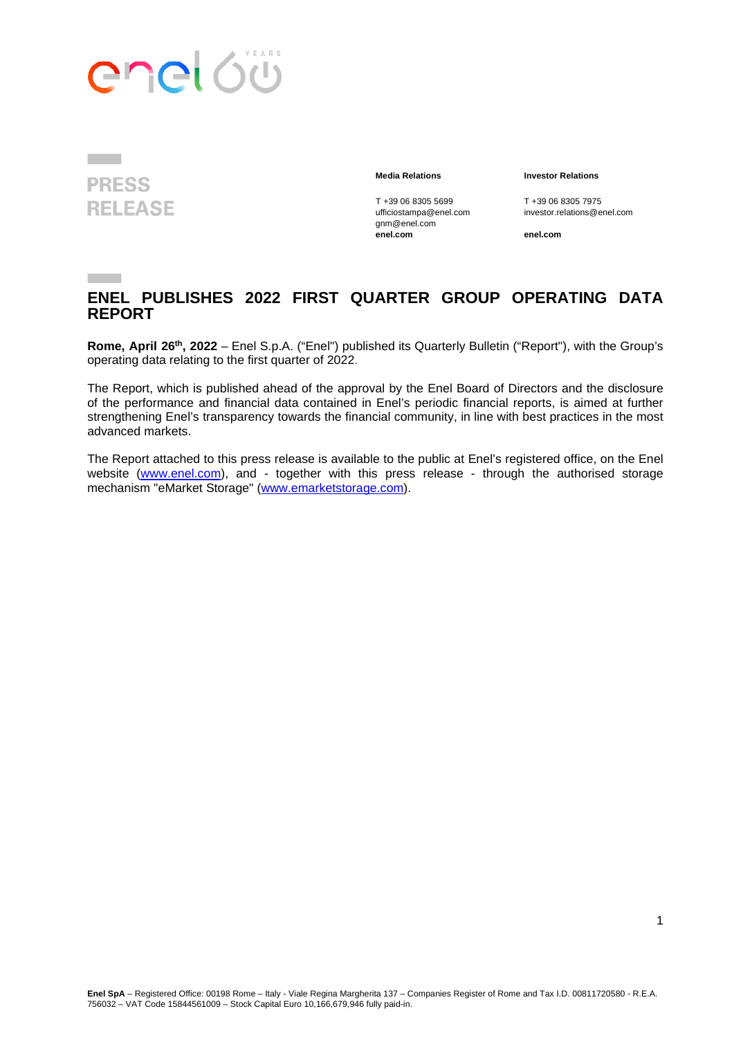**PRESS RELEASE**

**Media Relations**

T +39 06 8305 5699
ufficiostampa@enel.com
gnm@enel.com
**enel.com**

**Investor Relations**

T +39 06 8305 7975
investor.relations@enel.com

**enel.com**

# ENEL PUBLISHES 2022 FIRST QUARTER GROUP OPERATING DATA REPORT

**Rome, April 26th, 2022** – Enel S.p.A. ("Enel") published its Quarterly Bulletin ("Report"), with the Group's operating data relating to the first quarter of 2022.

The Report, which is published ahead of the approval by the Enel Board of Directors and the disclosure of the performance and financial data contained in Enel's periodic financial reports, is aimed at further strengthening Enel's transparency towards the financial community, in line with best practices in the most advanced markets.

The Report attached to this press release is available to the public at Enel's registered office, on the Enel website (www.enel.com), and - together with this press release - through the authorised storage mechanism "eMarket Storage" (www.emarketstorage.com).

**Enel SpA** – Registered Office: 00198 Rome – Italy - Viale Regina Margherita 137 – Companies Register of Rome and Tax I.D. 00811720580 - R.E.A. 756032 – VAT Code 15844561009 – Stock Capital Euro 10,166,679,946 fully paid-in.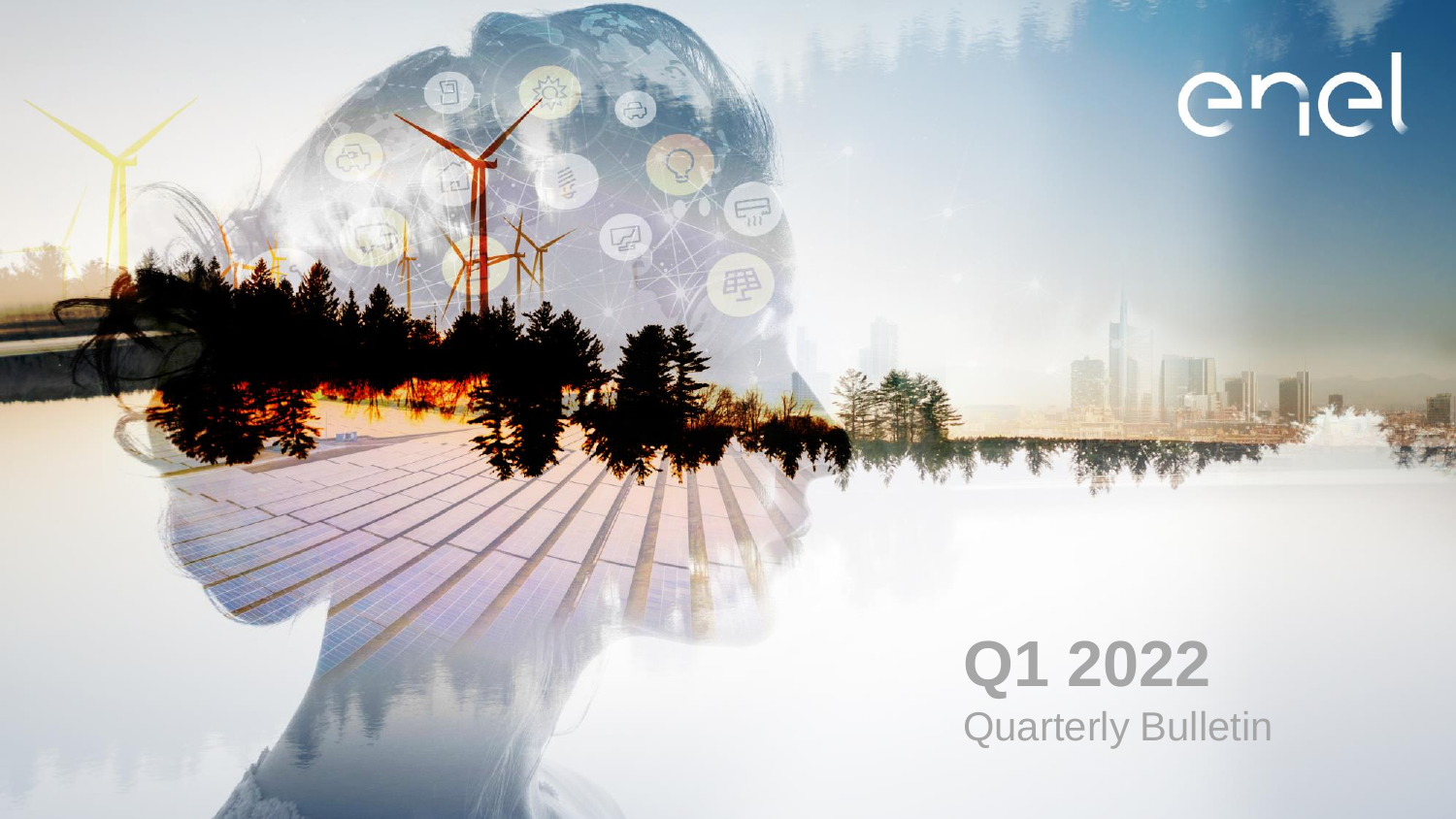enel

# Q1 2022

Quarterly Bulletin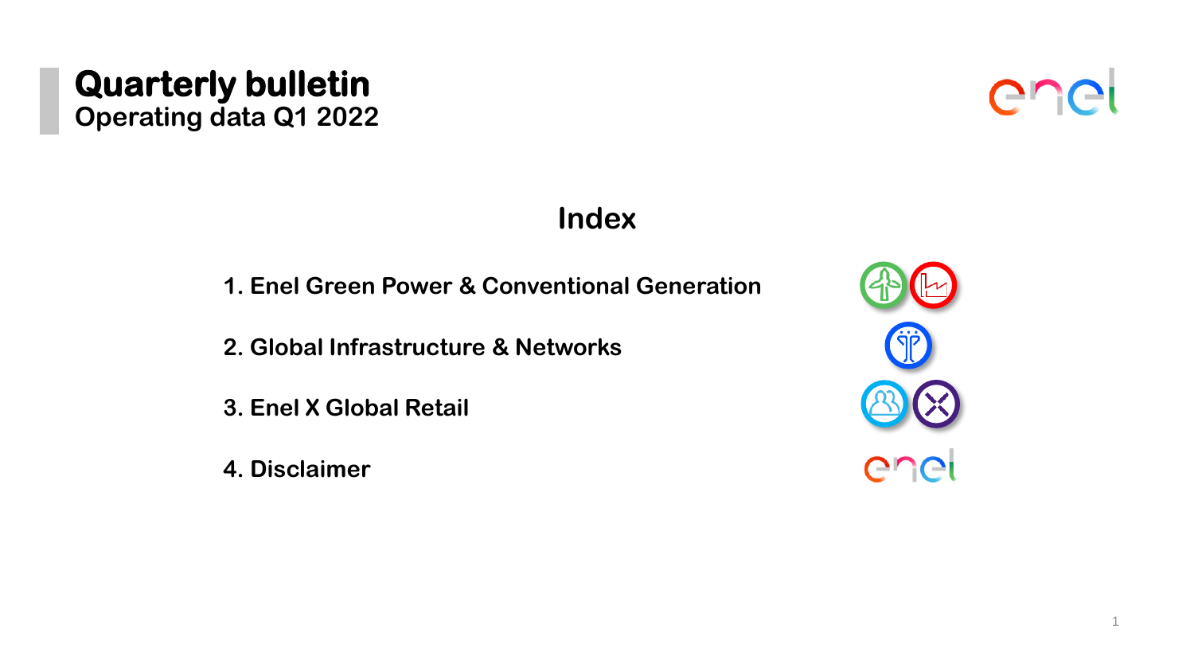# Quarterly bulletin
## Operating data Q1 2022

### Index

1. Enel Green Power & Conventional Generation
2. Global Infrastructure & Networks
3. Enel X Global Retail
4. Disclaimer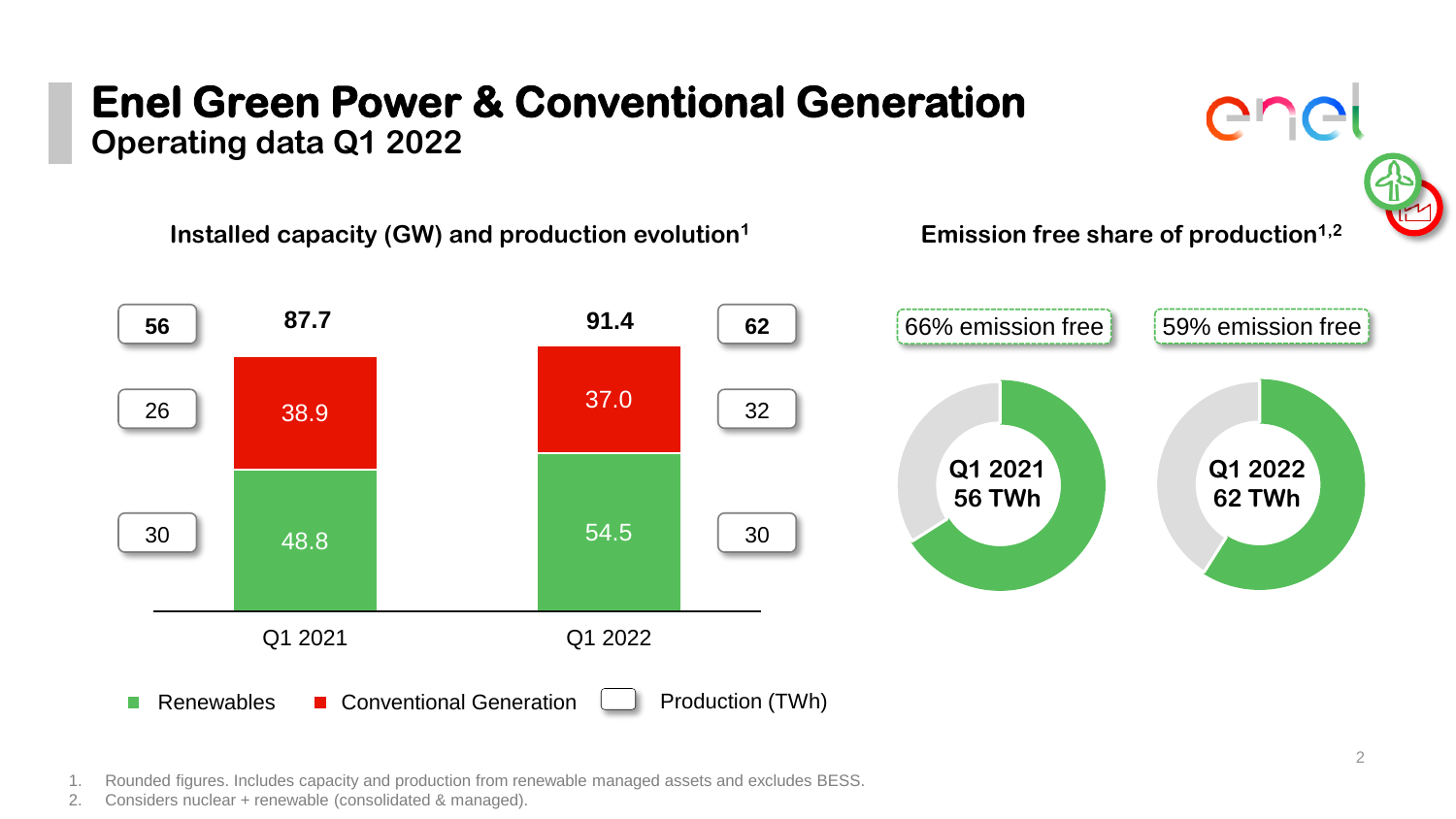# Enel Green Power & Conventional Generation

## Operating data Q1 2022

### Installed capacity (GW) and production evolution[1]

| | Q1 2021 Capacity (GW) | Q1 2021 Production (TWh) | Q1 2022 Capacity (GW) | Q1 2022 Production (TWh) |
|---|---|---|---|---|
| Renewables | 48.8 | 30 | 54.5 | 30 |
| Conventional Generation | 38.9 | 26 | 37.0 | 32 |
| **Total** | **87.7** | **56** | **91.4** | **62** |

Renewables | Conventional Generation | Production (TWh)

### Emission free share of production[1,2]

| | Q1 2021 | Q1 2022 |
|---|---|---|
| Production | 56 TWh | 62 TWh |
| Emission free share | 66% emission free | 59% emission free |

1. Rounded figures. Includes capacity and production from renewable managed assets and excludes BESS.
2. Considers nuclear + renewable (consolidated & managed).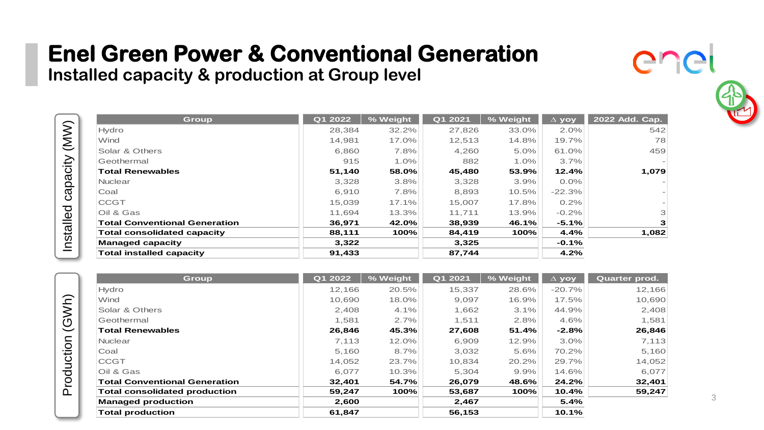# Enel Green Power & Conventional Generation

## Installed capacity & production at Group level

**Installed capacity (MW)**

| Group | Q1 2022 | % Weight | Q1 2021 | % Weight | Δ yoy | 2022 Add. Cap. |
|---|---|---|---|---|---|---|
| Hydro | 28,384 | 32.2% | 27,826 | 33.0% | 2.0% | 542 |
| Wind | 14,981 | 17.0% | 12,513 | 14.8% | 19.7% | 78 |
| Solar & Others | 6,860 | 7.8% | 4,260 | 5.0% | 61.0% | 459 |
| Geothermal | 915 | 1.0% | 882 | 1.0% | 3.7% | - |
| **Total Renewables** | **51,140** | **58.0%** | **45,480** | **53.9%** | **12.4%** | **1,079** |
| Nuclear | 3,328 | 3.8% | 3,328 | 3.9% | 0.0% | - |
| Coal | 6,910 | 7.8% | 8,893 | 10.5% | -22.3% | - |
| CCGT | 15,039 | 17.1% | 15,007 | 17.8% | 0.2% | - |
| Oil & Gas | 11,694 | 13.3% | 11,711 | 13.9% | -0.2% | 3 |
| **Total Conventional Generation** | **36,971** | **42.0%** | **38,939** | **46.1%** | **-5.1%** | **3** |
| **Total consolidated capacity** | **88,111** | **100%** | **84,419** | **100%** | **4.4%** | **1,082** |
| **Managed capacity** | **3,322** | | **3,325** | | **-0.1%** | |
| **Total installed capacity** | **91,433** | | **87,744** | | **4.2%** | |

**Production (GWh)**

| Group | Q1 2022 | % Weight | Q1 2021 | % Weight | Δ yoy | Quarter prod. |
|---|---|---|---|---|---|---|
| Hydro | 12,166 | 20.5% | 15,337 | 28.6% | -20.7% | 12,166 |
| Wind | 10,690 | 18.0% | 9,097 | 16.9% | 17.5% | 10,690 |
| Solar & Others | 2,408 | 4.1% | 1,662 | 3.1% | 44.9% | 2,408 |
| Geothermal | 1,581 | 2.7% | 1,511 | 2.8% | 4.6% | 1,581 |
| **Total Renewables** | **26,846** | **45.3%** | **27,608** | **51.4%** | **-2.8%** | **26,846** |
| Nuclear | 7,113 | 12.0% | 6,909 | 12.9% | 3.0% | 7,113 |
| Coal | 5,160 | 8.7% | 3,032 | 5.6% | 70.2% | 5,160 |
| CCGT | 14,052 | 23.7% | 10,834 | 20.2% | 29.7% | 14,052 |
| Oil & Gas | 6,077 | 10.3% | 5,304 | 9.9% | 14.6% | 6,077 |
| **Total Conventional Generation** | **32,401** | **54.7%** | **26,079** | **48.6%** | **24.2%** | **32,401** |
| **Total consolidated production** | **59,247** | **100%** | **53,687** | **100%** | **10.4%** | **59,247** |
| **Managed production** | **2,600** | | **2,467** | | **5.4%** | |
| **Total production** | **61,847** | | **56,153** | | **10.1%** | |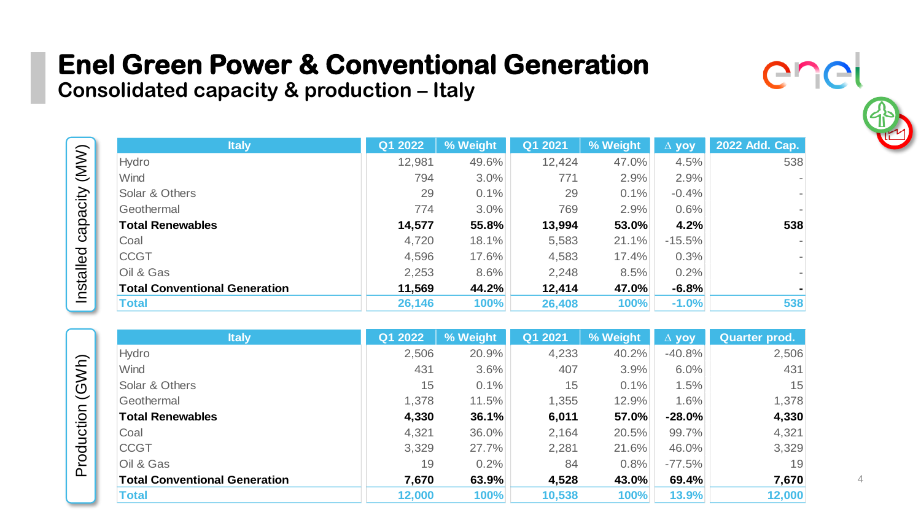# Enel Green Power & Conventional Generation

## Consolidated capacity & production – Italy

**Installed capacity (MW)**

| Italy | Q1 2022 | % Weight | Q1 2021 | % Weight | ∆ yoy | 2022 Add. Cap. |
|---|---|---|---|---|---|---|
| Hydro | 12,981 | 49.6% | 12,424 | 47.0% | 4.5% | 538 |
| Wind | 794 | 3.0% | 771 | 2.9% | 2.9% | - |
| Solar & Others | 29 | 0.1% | 29 | 0.1% | -0.4% | - |
| Geothermal | 774 | 3.0% | 769 | 2.9% | 0.6% | - |
| **Total Renewables** | **14,577** | **55.8%** | **13,994** | **53.0%** | **4.2%** | **538** |
| Coal | 4,720 | 18.1% | 5,583 | 21.1% | -15.5% | - |
| CCGT | 4,596 | 17.6% | 4,583 | 17.4% | 0.3% | - |
| Oil & Gas | 2,253 | 8.6% | 2,248 | 8.5% | 0.2% | - |
| **Total Conventional Generation** | **11,569** | **44.2%** | **12,414** | **47.0%** | **-6.8%** | **-** |
| **Total** | **26,146** | **100%** | **26,408** | **100%** | **-1.0%** | **538** |

**Production (GWh)**

| Italy | Q1 2022 | % Weight | Q1 2021 | % Weight | ∆ yoy | Quarter prod. |
|---|---|---|---|---|---|---|
| Hydro | 2,506 | 20.9% | 4,233 | 40.2% | -40.8% | 2,506 |
| Wind | 431 | 3.6% | 407 | 3.9% | 6.0% | 431 |
| Solar & Others | 15 | 0.1% | 15 | 0.1% | 1.5% | 15 |
| Geothermal | 1,378 | 11.5% | 1,355 | 12.9% | 1.6% | 1,378 |
| **Total Renewables** | **4,330** | **36.1%** | **6,011** | **57.0%** | **-28.0%** | **4,330** |
| Coal | 4,321 | 36.0% | 2,164 | 20.5% | 99.7% | 4,321 |
| CCGT | 3,329 | 27.7% | 2,281 | 21.6% | 46.0% | 3,329 |
| Oil & Gas | 19 | 0.2% | 84 | 0.8% | -77.5% | 19 |
| **Total Conventional Generation** | **7,670** | **63.9%** | **4,528** | **43.0%** | **69.4%** | **7,670** |
| **Total** | **12,000** | **100%** | **10,538** | **100%** | **13.9%** | **12,000** |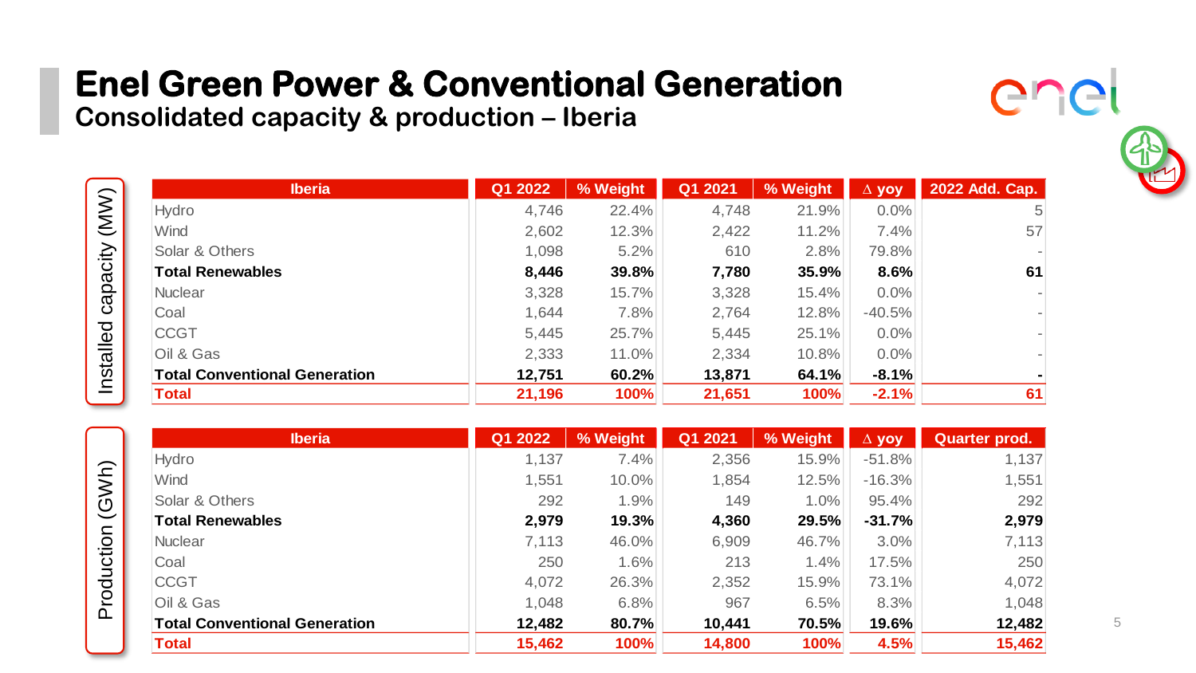# Enel Green Power & Conventional Generation

## Consolidated capacity & production – Iberia

### Installed capacity (MW)

| Iberia | Q1 2022 | % Weight | Q1 2021 | % Weight | ∆ yoy | 2022 Add. Cap. |
|---|---|---|---|---|---|---|
| Hydro | 4,746 | 22.4% | 4,748 | 21.9% | 0.0% | 5 |
| Wind | 2,602 | 12.3% | 2,422 | 11.2% | 7.4% | 57 |
| Solar & Others | 1,098 | 5.2% | 610 | 2.8% | 79.8% | - |
| **Total Renewables** | **8,446** | **39.8%** | **7,780** | **35.9%** | **8.6%** | **61** |
| Nuclear | 3,328 | 15.7% | 3,328 | 15.4% | 0.0% | - |
| Coal | 1,644 | 7.8% | 2,764 | 12.8% | -40.5% | - |
| CCGT | 5,445 | 25.7% | 5,445 | 25.1% | 0.0% | - |
| Oil & Gas | 2,333 | 11.0% | 2,334 | 10.8% | 0.0% | - |
| **Total Conventional Generation** | **12,751** | **60.2%** | **13,871** | **64.1%** | **-8.1%** | **-** |
| **Total** | **21,196** | **100%** | **21,651** | **100%** | **-2.1%** | **61** |

### Production (GWh)

| Iberia | Q1 2022 | % Weight | Q1 2021 | % Weight | ∆ yoy | Quarter prod. |
|---|---|---|---|---|---|---|
| Hydro | 1,137 | 7.4% | 2,356 | 15.9% | -51.8% | 1,137 |
| Wind | 1,551 | 10.0% | 1,854 | 12.5% | -16.3% | 1,551 |
| Solar & Others | 292 | 1.9% | 149 | 1.0% | 95.4% | 292 |
| **Total Renewables** | **2,979** | **19.3%** | **4,360** | **29.5%** | **-31.7%** | **2,979** |
| Nuclear | 7,113 | 46.0% | 6,909 | 46.7% | 3.0% | 7,113 |
| Coal | 250 | 1.6% | 213 | 1.4% | 17.5% | 250 |
| CCGT | 4,072 | 26.3% | 2,352 | 15.9% | 73.1% | 4,072 |
| Oil & Gas | 1,048 | 6.8% | 967 | 6.5% | 8.3% | 1,048 |
| **Total Conventional Generation** | **12,482** | **80.7%** | **10,441** | **70.5%** | **19.6%** | **12,482** |
| **Total** | **15,462** | **100%** | **14,800** | **100%** | **4.5%** | **15,462** |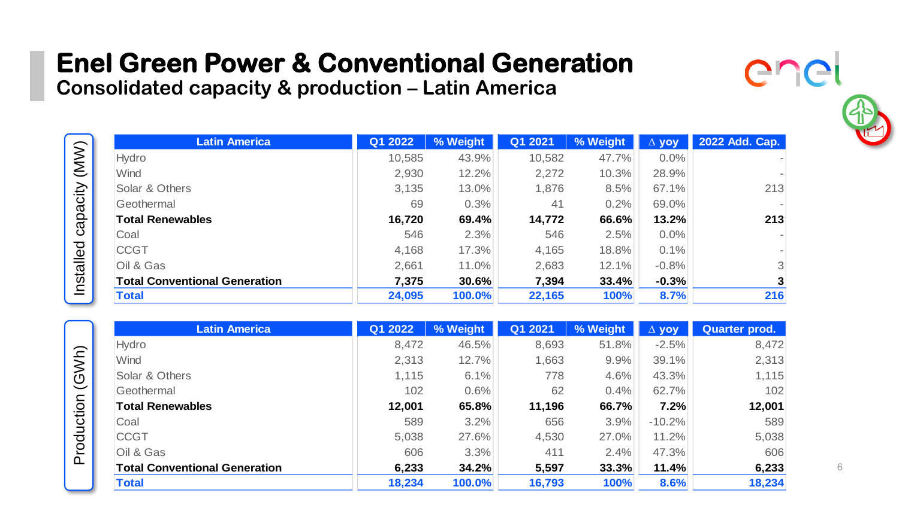# Enel Green Power & Conventional Generation

## Consolidated capacity & production – Latin America

**Installed capacity (MW)**

| Latin America | Q1 2022 | % Weight | Q1 2021 | % Weight | ∆ yoy | 2022 Add. Cap. |
|---|---|---|---|---|---|---|
| Hydro | 10,585 | 43.9% | 10,582 | 47.7% | 0.0% | - |
| Wind | 2,930 | 12.2% | 2,272 | 10.3% | 28.9% | - |
| Solar & Others | 3,135 | 13.0% | 1,876 | 8.5% | 67.1% | 213 |
| Geothermal | 69 | 0.3% | 41 | 0.2% | 69.0% | - |
| **Total Renewables** | **16,720** | **69.4%** | **14,772** | **66.6%** | **13.2%** | **213** |
| Coal | 546 | 2.3% | 546 | 2.5% | 0.0% | - |
| CCGT | 4,168 | 17.3% | 4,165 | 18.8% | 0.1% | - |
| Oil & Gas | 2,661 | 11.0% | 2,683 | 12.1% | -0.8% | 3 |
| **Total Conventional Generation** | **7,375** | **30.6%** | **7,394** | **33.4%** | **-0.3%** | **3** |
| **Total** | **24,095** | **100.0%** | **22,165** | **100%** | **8.7%** | **216** |

**Production (GWh)**

| Latin America | Q1 2022 | % Weight | Q1 2021 | % Weight | ∆ yoy | Quarter prod. |
|---|---|---|---|---|---|---|
| Hydro | 8,472 | 46.5% | 8,693 | 51.8% | -2.5% | 8,472 |
| Wind | 2,313 | 12.7% | 1,663 | 9.9% | 39.1% | 2,313 |
| Solar & Others | 1,115 | 6.1% | 778 | 4.6% | 43.3% | 1,115 |
| Geothermal | 102 | 0.6% | 62 | 0.4% | 62.7% | 102 |
| **Total Renewables** | **12,001** | **65.8%** | **11,196** | **66.7%** | **7.2%** | **12,001** |
| Coal | 589 | 3.2% | 656 | 3.9% | -10.2% | 589 |
| CCGT | 5,038 | 27.6% | 4,530 | 27.0% | 11.2% | 5,038 |
| Oil & Gas | 606 | 3.3% | 411 | 2.4% | 47.3% | 606 |
| **Total Conventional Generation** | **6,233** | **34.2%** | **5,597** | **33.3%** | **11.4%** | **6,233** |
| **Total** | **18,234** | **100.0%** | **16,793** | **100%** | **8.6%** | **18,234** |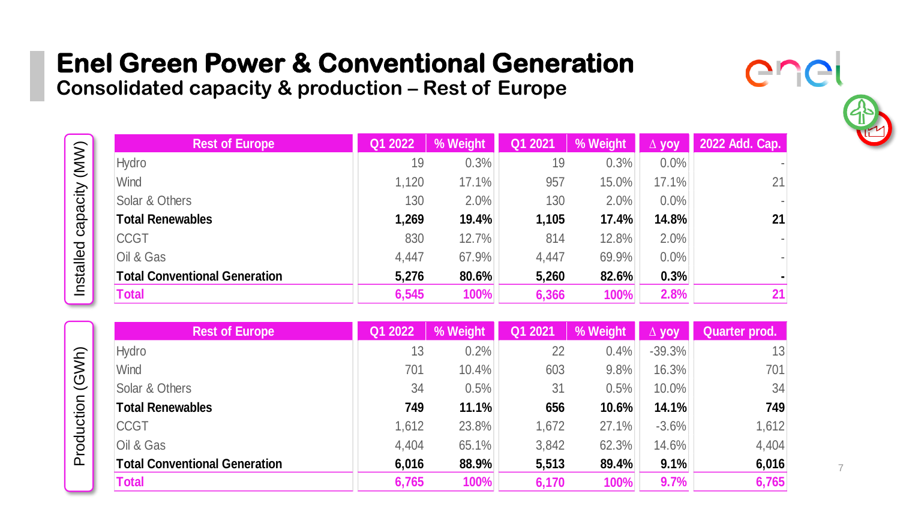# Enel Green Power & Conventional Generation

## Consolidated capacity & production – Rest of Europe

**Installed capacity (MW)**

| Rest of Europe | Q1 2022 | % Weight | Q1 2021 | % Weight | Δ yoy | 2022 Add. Cap. |
|---|---|---|---|---|---|---|
| Hydro | 19 | 0.3% | 19 | 0.3% | 0.0% | - |
| Wind | 1,120 | 17.1% | 957 | 15.0% | 17.1% | 21 |
| Solar & Others | 130 | 2.0% | 130 | 2.0% | 0.0% | - |
| **Total Renewables** | **1,269** | **19.4%** | **1,105** | **17.4%** | **14.8%** | **21** |
| CCGT | 830 | 12.7% | 814 | 12.8% | 2.0% | - |
| Oil & Gas | 4,447 | 67.9% | 4,447 | 69.9% | 0.0% | - |
| **Total Conventional Generation** | **5,276** | **80.6%** | **5,260** | **82.6%** | **0.3%** | **-** |
| **Total** | **6,545** | **100%** | **6,366** | **100%** | **2.8%** | **21** |

**Production (GWh)**

| Rest of Europe | Q1 2022 | % Weight | Q1 2021 | % Weight | Δ yoy | Quarter prod. |
|---|---|---|---|---|---|---|
| Hydro | 13 | 0.2% | 22 | 0.4% | -39.3% | 13 |
| Wind | 701 | 10.4% | 603 | 9.8% | 16.3% | 701 |
| Solar & Others | 34 | 0.5% | 31 | 0.5% | 10.0% | 34 |
| **Total Renewables** | **749** | **11.1%** | **656** | **10.6%** | **14.1%** | **749** |
| CCGT | 1,612 | 23.8% | 1,672 | 27.1% | -3.6% | 1,612 |
| Oil & Gas | 4,404 | 65.1% | 3,842 | 62.3% | 14.6% | 4,404 |
| **Total Conventional Generation** | **6,016** | **88.9%** | **5,513** | **89.4%** | **9.1%** | **6,016** |
| **Total** | **6,765** | **100%** | **6,170** | **100%** | **9.7%** | **6,765** |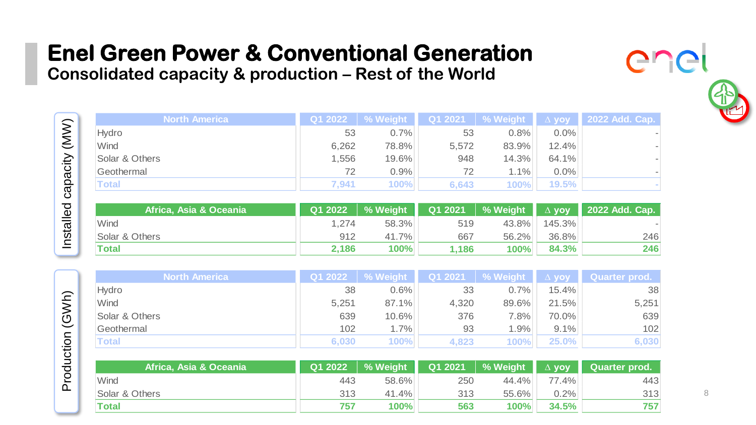# Enel Green Power & Conventional Generation

## Consolidated capacity & production – Rest of the World

### Installed capacity (MW)

| North America | Q1 2022 | % Weight | Q1 2021 | % Weight | Δ yoy | 2022 Add. Cap. |
|---|---|---|---|---|---|---|
| Hydro | 53 | 0.7% | 53 | 0.8% | 0.0% | - |
| Wind | 6,262 | 78.8% | 5,572 | 83.9% | 12.4% | - |
| Solar & Others | 1,556 | 19.6% | 948 | 14.3% | 64.1% | - |
| Geothermal | 72 | 0.9% | 72 | 1.1% | 0.0% | - |
| **Total** | **7,941** | **100%** | **6,643** | **100%** | **19.5%** | **-** |

| Africa, Asia & Oceania | Q1 2022 | % Weight | Q1 2021 | % Weight | Δ yoy | 2022 Add. Cap. |
|---|---|---|---|---|---|---|
| Wind | 1,274 | 58.3% | 519 | 43.8% | 145.3% | - |
| Solar & Others | 912 | 41.7% | 667 | 56.2% | 36.8% | 246 |
| **Total** | **2,186** | **100%** | **1,186** | **100%** | **84.3%** | **246** |

### Production (GWh)

| North America | Q1 2022 | % Weight | Q1 2021 | % Weight | Δ yoy | Quarter prod. |
|---|---|---|---|---|---|---|
| Hydro | 38 | 0.6% | 33 | 0.7% | 15.4% | 38 |
| Wind | 5,251 | 87.1% | 4,320 | 89.6% | 21.5% | 5,251 |
| Solar & Others | 639 | 10.6% | 376 | 7.8% | 70.0% | 639 |
| Geothermal | 102 | 1.7% | 93 | 1.9% | 9.1% | 102 |
| **Total** | **6,030** | **100%** | **4,823** | **100%** | **25.0%** | **6,030** |

| Africa, Asia & Oceania | Q1 2022 | % Weight | Q1 2021 | % Weight | Δ yoy | Quarter prod. |
|---|---|---|---|---|---|---|
| Wind | 443 | 58.6% | 250 | 44.4% | 77.4% | 443 |
| Solar & Others | 313 | 41.4% | 313 | 55.6% | 0.2% | 313 |
| **Total** | **757** | **100%** | **563** | **100%** | **34.5%** | **757** |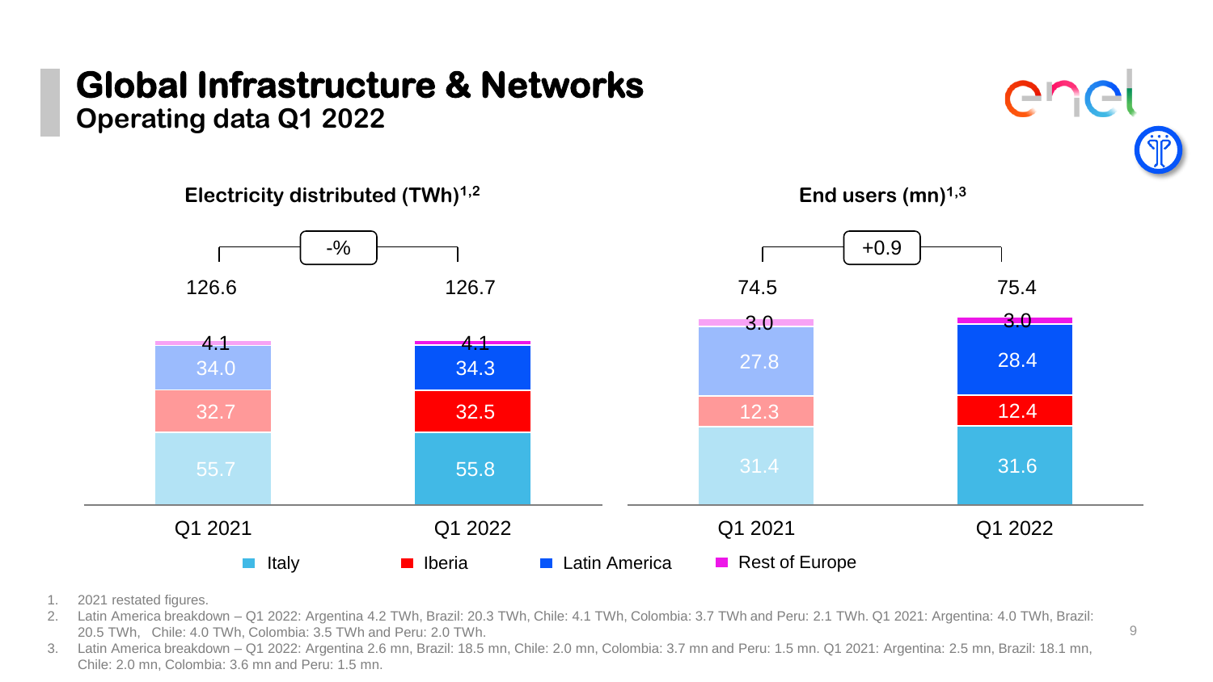# Global Infrastructure & Networks

## Operating data Q1 2022

### Electricity distributed (TWh)[1,2]

| | Q1 2021 | Q1 2022 |
|---|---|---|
| Italy | 55.7 | 55.8 |
| Iberia | 32.7 | 32.5 |
| Latin America | 34.0 | 34.3 |
| Rest of Europe | 4.1 | 4.1 |
| **Total** | **126.6** | **126.7** |

Change: -%

### End users (mn)[1,3]

| | Q1 2021 | Q1 2022 |
|---|---|---|
| Italy | 31.4 | 31.6 |
| Iberia | 12.3 | 12.4 |
| Latin America | 27.8 | 28.4 |
| Rest of Europe | 3.0 | 3.0 |
| **Total** | **74.5** | **75.4** |

Change: +0.9

1. 2021 restated figures.
2. Latin America breakdown – Q1 2022: Argentina 4.2 TWh, Brazil: 20.3 TWh, Chile: 4.1 TWh, Colombia: 3.7 TWh and Peru: 2.1 TWh. Q1 2021: Argentina: 4.0 TWh, Brazil: 20.5 TWh, Chile: 4.0 TWh, Colombia: 3.5 TWh and Peru: 2.0 TWh.
3. Latin America breakdown – Q1 2022: Argentina 2.6 mn, Brazil: 18.5 mn, Chile: 2.0 mn, Colombia: 3.7 mn and Peru: 1.5 mn. Q1 2021: Argentina: 2.5 mn, Brazil: 18.1 mn, Chile: 2.0 mn, Colombia: 3.6 mn and Peru: 1.5 mn.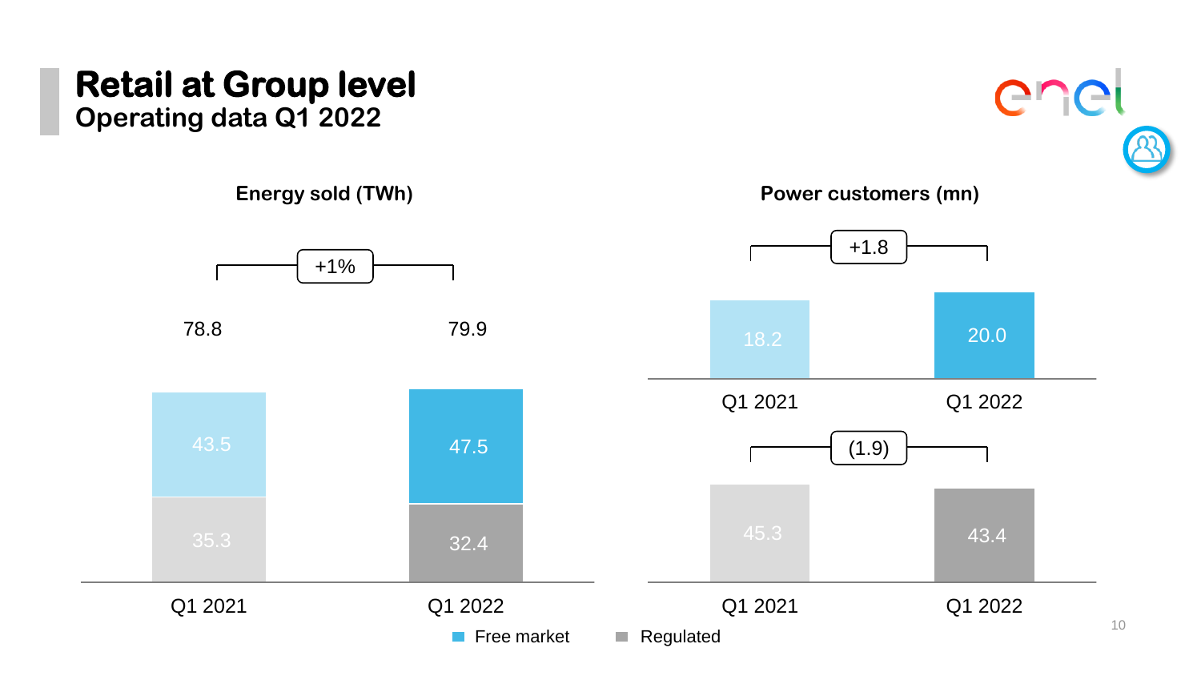# Retail at Group level

## Operating data Q1 2022

### Energy sold (TWh)

+1%

| | Q1 2021 | Q1 2022 |
|---|---|---|
| Free market | 43.5 | 47.5 |
| Regulated | 35.3 | 32.4 |
| Total | 78.8 | 79.9 |

### Power customers (mn)

| | Q1 2021 | Q1 2022 | Change |
|---|---|---|---|
| Free market | 18.2 | 20.0 | +1.8 |
| Regulated | 45.3 | 43.4 | (1.9) |

Free market ■ Regulated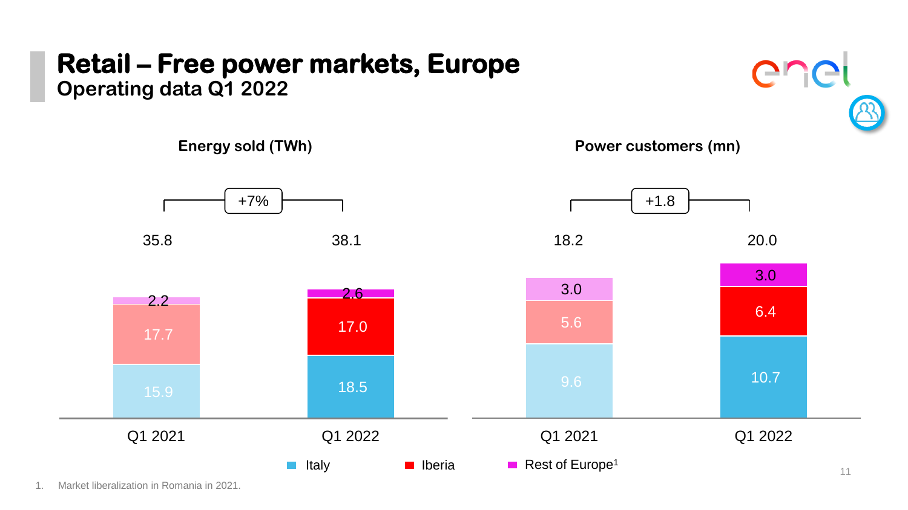# Retail – Free power markets, Europe

## Operating data Q1 2022

### Energy sold (TWh)

+7%

| | Q1 2021 | Q1 2022 |
|---|---|---|
| Italy | 15.9 | 18.5 |
| Iberia | 17.7 | 17.0 |
| Rest of Europe[1] | 2.2 | 2.6 |
| **Total** | 35.8 | 38.1 |

### Power customers (mn)

+1.8

| | Q1 2021 | Q1 2022 |
|---|---|---|
| Italy | 9.6 | 10.7 |
| Iberia | 5.6 | 6.4 |
| Rest of Europe[1] | 3.0 | 3.0 |
| **Total** | 18.2 | 20.0 |

1. Market liberalization in Romania in 2021.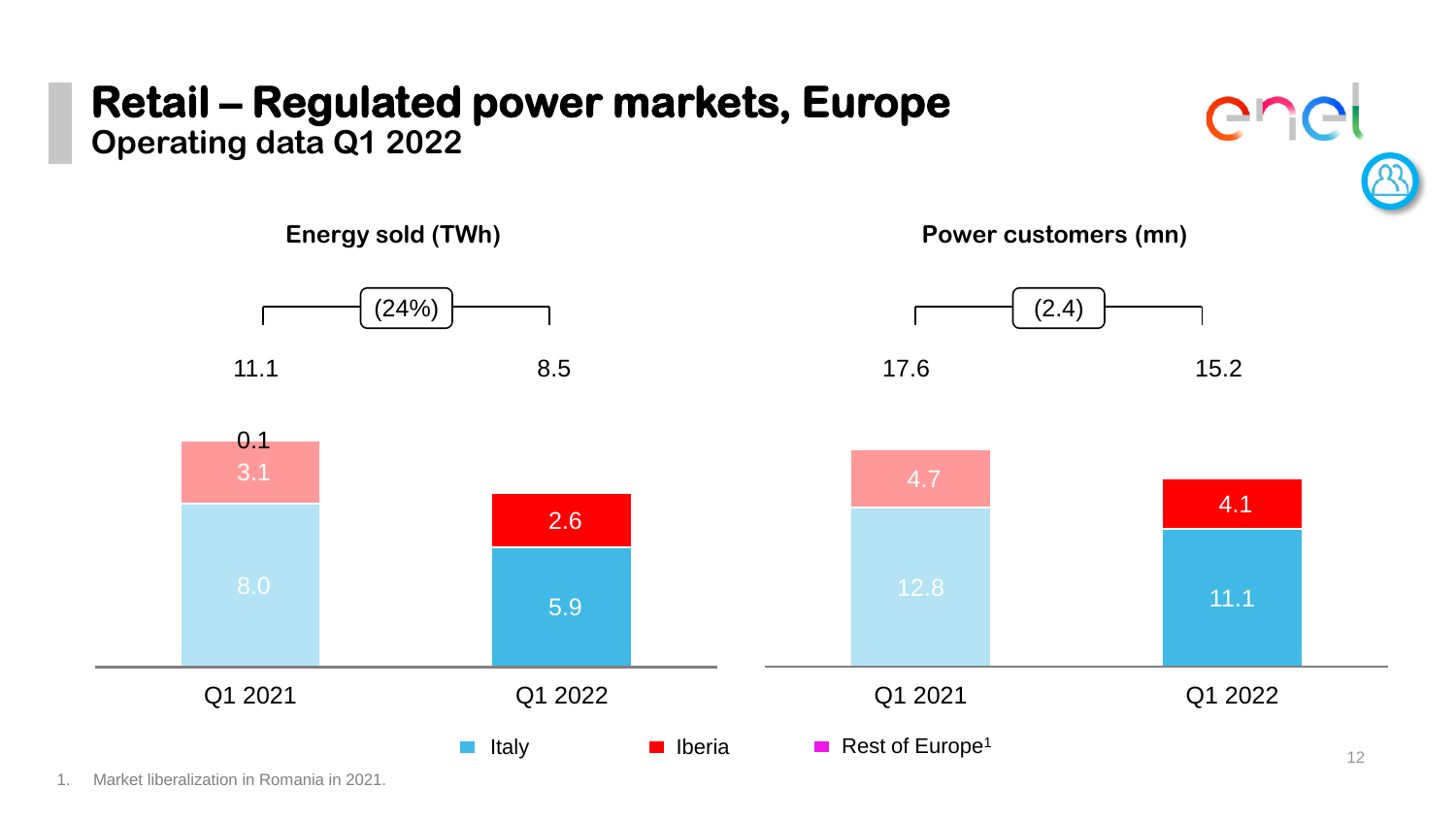# Retail – Regulated power markets, Europe

## Operating data Q1 2022

### Energy sold (TWh)

| | Q1 2021 | Q1 2022 |
|---|---|---|
| Italy | 8.0 | 5.9 |
| Iberia | 3.1 | 2.6 |
| Rest of Europe[1] | 0.1 | |
| **Total** | **11.1** | **8.5** |

Change: (24%)

### Power customers (mn)

| | Q1 2021 | Q1 2022 |
|---|---|---|
| Italy | 12.8 | 11.1 |
| Iberia | 4.7 | 4.1 |
| **Total** | **17.6** | **15.2** |

Change: (2.4)

1. Market liberalization in Romania in 2021.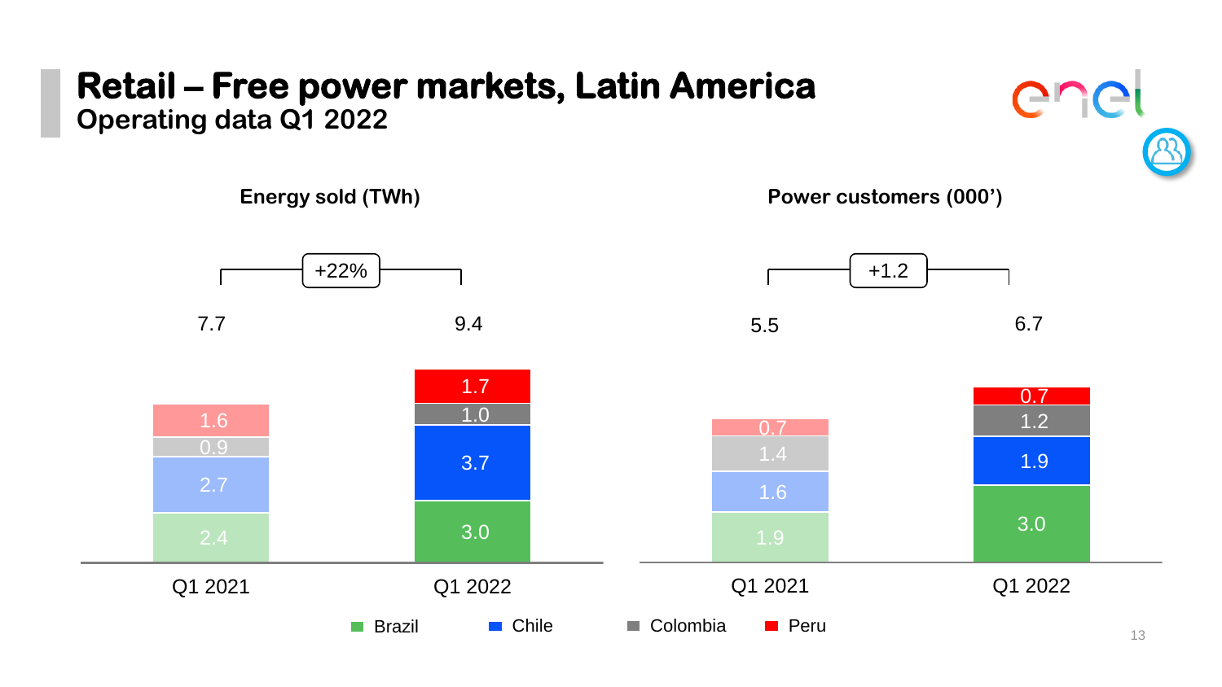# Retail – Free power markets, Latin America

## Operating data Q1 2022

### Energy sold (TWh)

+22%

| | Q1 2021 | Q1 2022 |
|---|---|---|
| Brazil | 2.4 | 3.0 |
| Chile | 2.7 | 3.7 |
| Colombia | 0.9 | 1.0 |
| Peru | 1.6 | 1.7 |
| **Total** | **7.7** | **9.4** |

### Power customers (000')

+1.2

| | Q1 2021 | Q1 2022 |
|---|---|---|
| Brazil | 1.9 | 3.0 |
| Chile | 1.6 | 1.9 |
| Colombia | 1.4 | 1.2 |
| Peru | 0.7 | 0.7 |
| **Total** | **5.5** | **6.7** |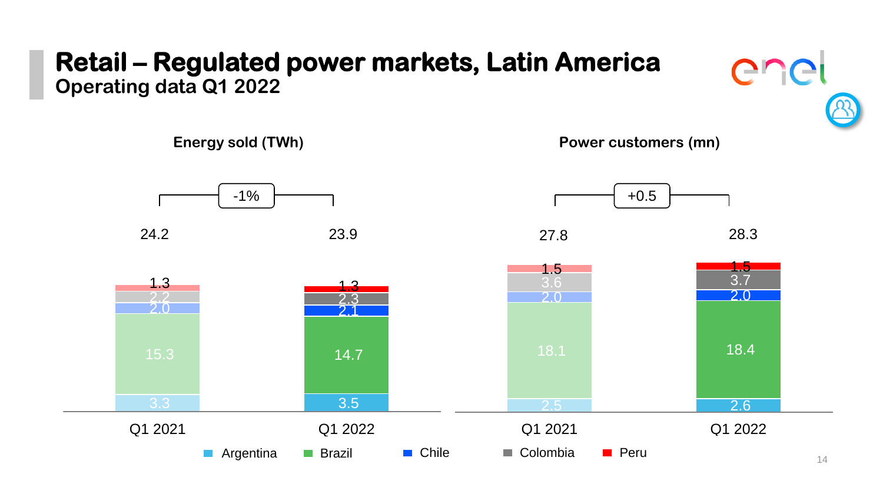# Retail – Regulated power markets, Latin America

## Operating data Q1 2022

**Energy sold (TWh)**

-1%

| | Q1 2021 | Q1 2022 |
|---|---|---|
| Argentina | 3.3 | 3.5 |
| Brazil | 15.3 | 14.7 |
| Chile | 2.0 | 2.1 |
| Colombia | 2.2 | 2.3 |
| Peru | 1.3 | 1.3 |
| **Total** | **24.2** | **23.9** |

**Power customers (mn)**

+0.5

| | Q1 2021 | Q1 2022 |
|---|---|---|
| Argentina | 2.5 | 2.6 |
| Brazil | 18.1 | 18.4 |
| Chile | 2.0 | 2.0 |
| Colombia | 3.6 | 3.7 |
| Peru | 1.5 | 1.5 |
| **Total** | **27.8** | **28.3** |

Argentina | Brazil | Chile | Colombia | Peru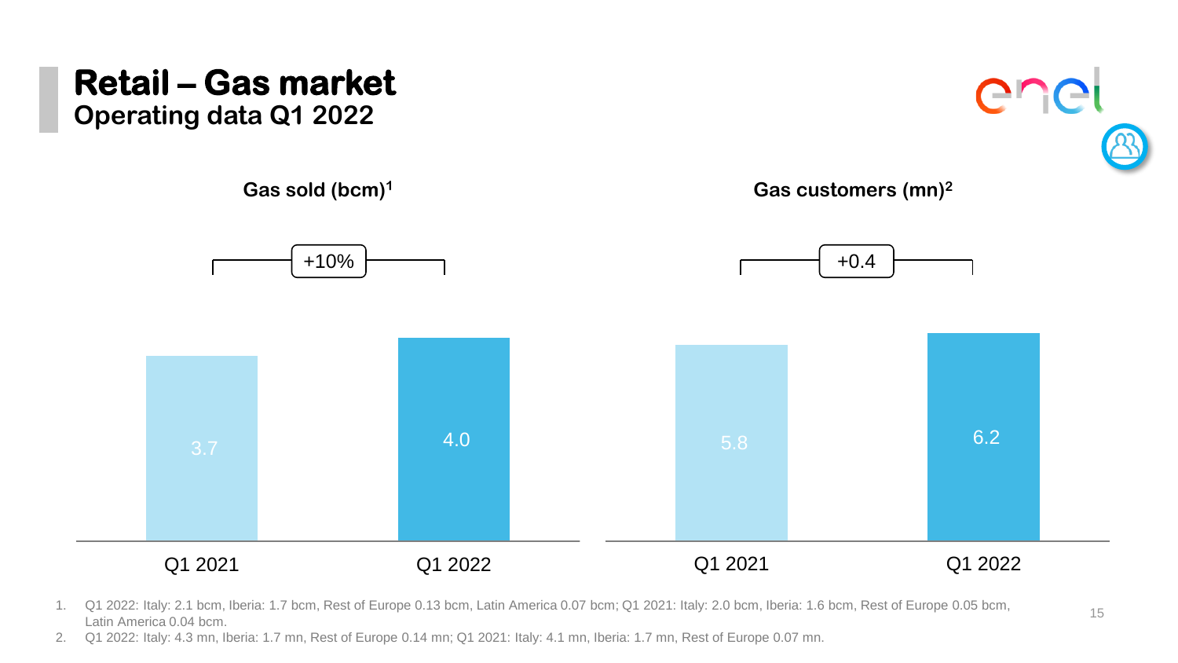# Retail – Gas market

## Operating data Q1 2022

**Gas sold (bcm)[1]**

+10%

| | Q1 2021 | Q1 2022 |
|---|---|---|
| Gas sold (bcm) | 3.7 | 4.0 |

**Gas customers (mn)[2]**

+0.4

| | Q1 2021 | Q1 2022 |
|---|---|---|
| Gas customers (mn) | 5.8 | 6.2 |

1. Q1 2022: Italy: 2.1 bcm, Iberia: 1.7 bcm, Rest of Europe 0.13 bcm, Latin America 0.07 bcm; Q1 2021: Italy: 2.0 bcm, Iberia: 1.6 bcm, Rest of Europe 0.05 bcm, Latin America 0.04 bcm.
2. Q1 2022: Italy: 4.3 mn, Iberia: 1.7 mn, Rest of Europe 0.14 mn; Q1 2021: Italy: 4.1 mn, Iberia: 1.7 mn, Rest of Europe 0.07 mn.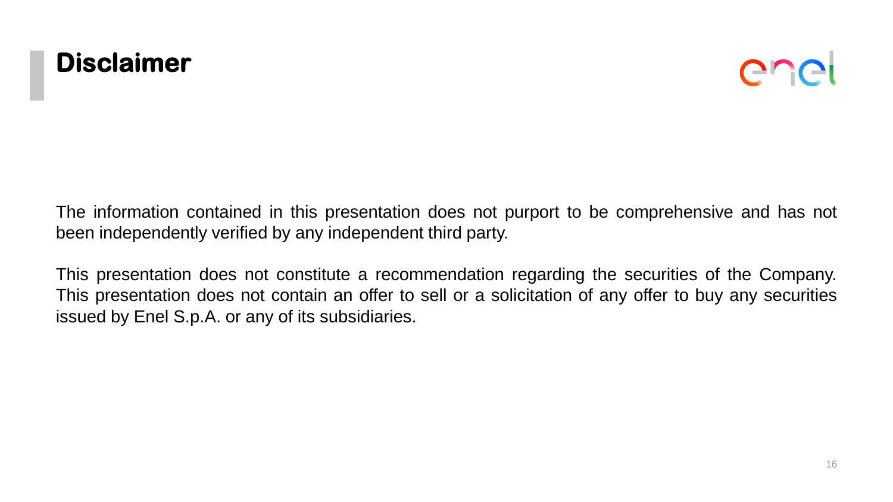# Disclaimer

The information contained in this presentation does not purport to be comprehensive and has not been independently verified by any independent third party.

This presentation does not constitute a recommendation regarding the securities of the Company. This presentation does not contain an offer to sell or a solicitation of any offer to buy any securities issued by Enel S.p.A. or any of its subsidiaries.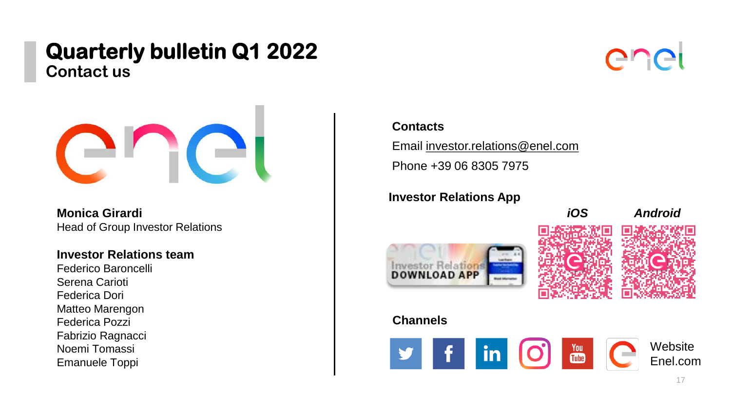# Quarterly bulletin Q1 2022

## Contact us

**Monica Girardi**
Head of Group Investor Relations

**Investor Relations team**
Federico Baroncelli
Serena Carioti
Federica Dori
Matteo Marengon
Federica Pozzi
Fabrizio Ragnacci
Noemi Tomassi
Emanuele Toppi

**Contacts**

Email investor.relations@enel.com

Phone +39 06 8305 7975

**Investor Relations App**

Investor Relations DOWNLOAD APP

*iOS* *Android*

**Channels**

Website
Enel.com